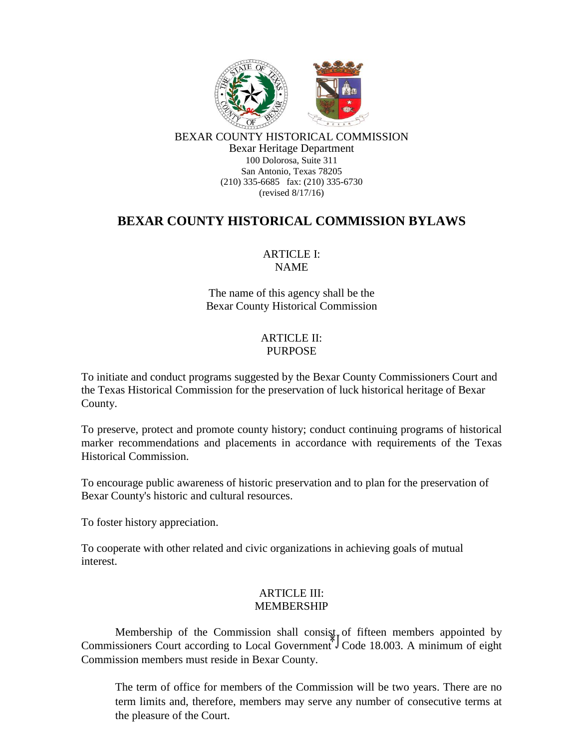BEXAR COUNTY HISTORICAL COMMISSION
Bexar Heritage Department
100 Dolorosa, Suite 311
San Antonio, Texas 78205
(210) 335-6685 fax: (210) 335-6730
(revised 8/17/16)

# BEXAR COUNTY HISTORICAL COMMISSION BYLAWS

## ARTICLE I: NAME

The name of this agency shall be the Bexar County Historical Commission

## ARTICLE II: PURPOSE

To initiate and conduct programs suggested by the Bexar County Commissioners Court and the Texas Historical Commission for the preservation of luck historical heritage of Bexar County.

To preserve, protect and promote county history; conduct continuing programs of historical marker recommendations and placements in accordance with requirements of the Texas Historical Commission.

To encourage public awareness of historic preservation and to plan for the preservation of Bexar County's historic and cultural resources.

To foster history appreciation.

To cooperate with other related and civic organizations in achieving goals of mutual interest.

## ARTICLE III: MEMBERSHIP

Membership of the Commission shall consist of fifteen members appointed by Commissioners Court according to Local Government Code 18.003. A minimum of eight Commission members must reside in Bexar County.

The term of office for members of the Commission will be two years. There are no term limits and, therefore, members may serve any number of consecutive terms at the pleasure of the Court.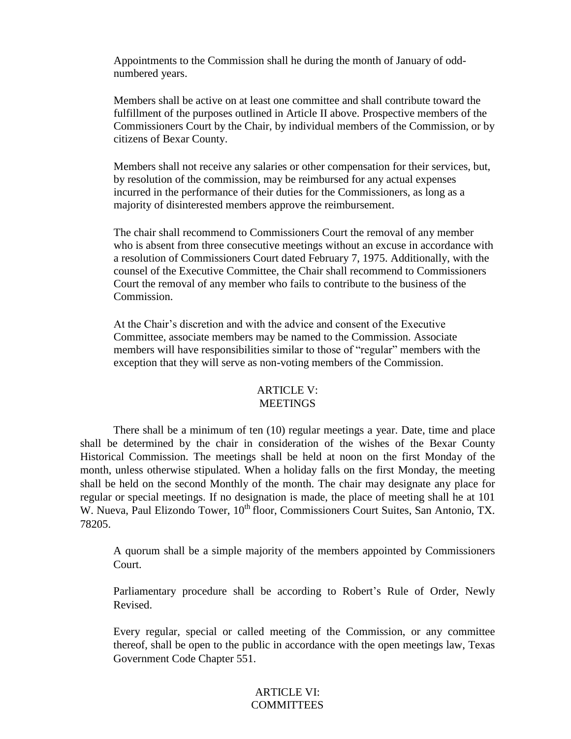Appointments to the Commission shall he during the month of January of odd-numbered years.

Members shall be active on at least one committee and shall contribute toward the fulfillment of the purposes outlined in Article II above. Prospective members of the Commissioners Court by the Chair, by individual members of the Commission, or by citizens of Bexar County.

Members shall not receive any salaries or other compensation for their services, but, by resolution of the commission, may be reimbursed for any actual expenses incurred in the performance of their duties for the Commissioners, as long as a majority of disinterested members approve the reimbursement.

The chair shall recommend to Commissioners Court the removal of any member who is absent from three consecutive meetings without an excuse in accordance with a resolution of Commissioners Court dated February 7, 1975. Additionally, with the counsel of the Executive Committee, the Chair shall recommend to Commissioners Court the removal of any member who fails to contribute to the business of the Commission.

At the Chair's discretion and with the advice and consent of the Executive Committee, associate members may be named to the Commission. Associate members will have responsibilities similar to those of "regular" members with the exception that they will serve as non-voting members of the Commission.

## ARTICLE V: MEETINGS

There shall be a minimum of ten (10) regular meetings a year. Date, time and place shall be determined by the chair in consideration of the wishes of the Bexar County Historical Commission. The meetings shall be held at noon on the first Monday of the month, unless otherwise stipulated. When a holiday falls on the first Monday, the meeting shall be held on the second Monthly of the month. The chair may designate any place for regular or special meetings. If no designation is made, the place of meeting shall he at 101 W. Nueva, Paul Elizondo Tower, 10th floor, Commissioners Court Suites, San Antonio, TX. 78205.

A quorum shall be a simple majority of the members appointed by Commissioners Court.

Parliamentary procedure shall be according to Robert's Rule of Order, Newly Revised.

Every regular, special or called meeting of the Commission, or any committee thereof, shall be open to the public in accordance with the open meetings law, Texas Government Code Chapter 551.

## ARTICLE VI: COMMITTEES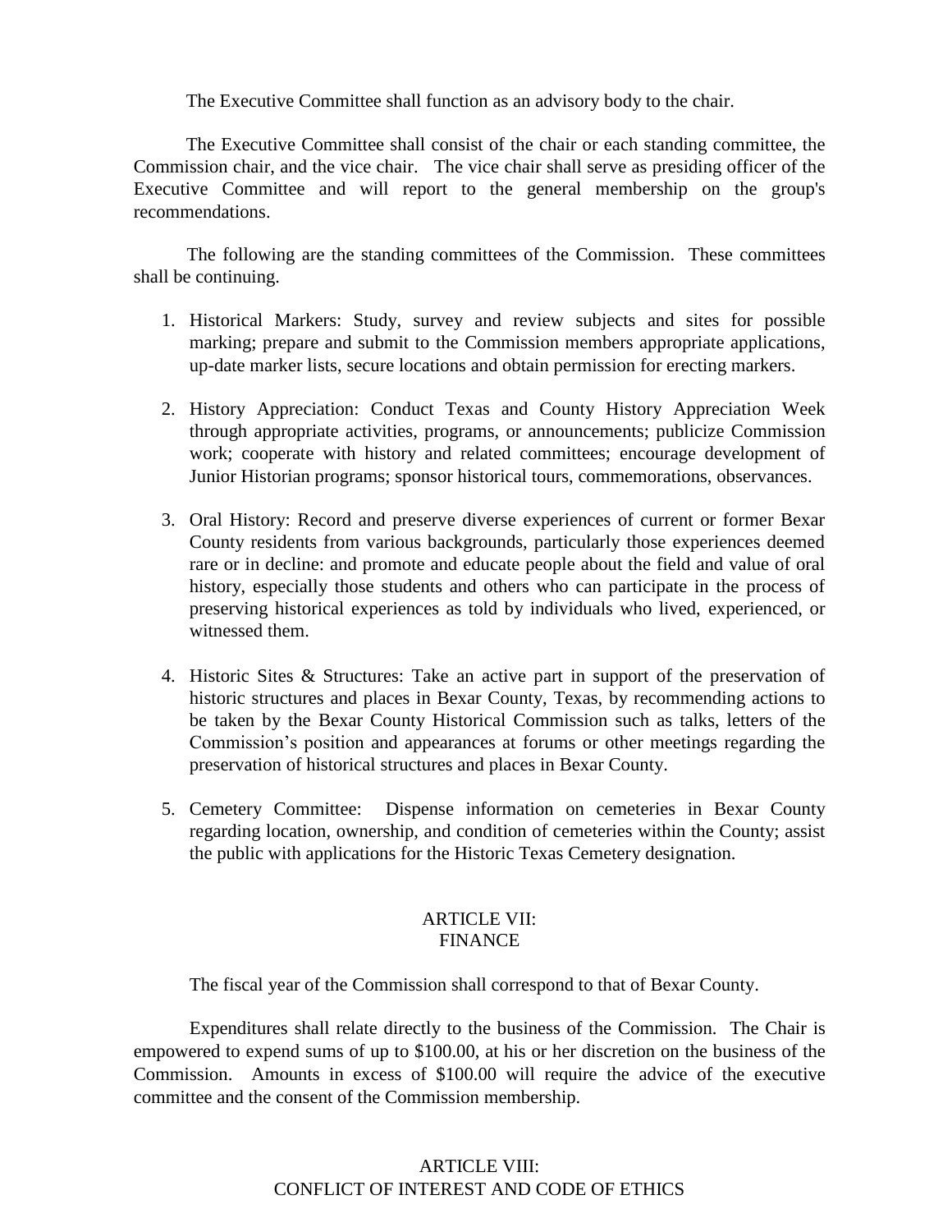The Executive Committee shall function as an advisory body to the chair.

The Executive Committee shall consist of the chair or each standing committee, the Commission chair, and the vice chair. The vice chair shall serve as presiding officer of the Executive Committee and will report to the general membership on the group's recommendations.

The following are the standing committees of the Commission. These committees shall be continuing.

1. Historical Markers: Study, survey and review subjects and sites for possible marking; prepare and submit to the Commission members appropriate applications, up-date marker lists, secure locations and obtain permission for erecting markers.

2. History Appreciation: Conduct Texas and County History Appreciation Week through appropriate activities, programs, or announcements; publicize Commission work; cooperate with history and related committees; encourage development of Junior Historian programs; sponsor historical tours, commemorations, observances.

3. Oral History: Record and preserve diverse experiences of current or former Bexar County residents from various backgrounds, particularly those experiences deemed rare or in decline: and promote and educate people about the field and value of oral history, especially those students and others who can participate in the process of preserving historical experiences as told by individuals who lived, experienced, or witnessed them.

4. Historic Sites & Structures: Take an active part in support of the preservation of historic structures and places in Bexar County, Texas, by recommending actions to be taken by the Bexar County Historical Commission such as talks, letters of the Commission's position and appearances at forums or other meetings regarding the preservation of historical structures and places in Bexar County.

5. Cemetery Committee: Dispense information on cemeteries in Bexar County regarding location, ownership, and condition of cemeteries within the County; assist the public with applications for the Historic Texas Cemetery designation.

## ARTICLE VII: FINANCE

The fiscal year of the Commission shall correspond to that of Bexar County.

Expenditures shall relate directly to the business of the Commission. The Chair is empowered to expend sums of up to $100.00, at his or her discretion on the business of the Commission. Amounts in excess of $100.00 will require the advice of the executive committee and the consent of the Commission membership.

## ARTICLE VIII: CONFLICT OF INTEREST AND CODE OF ETHICS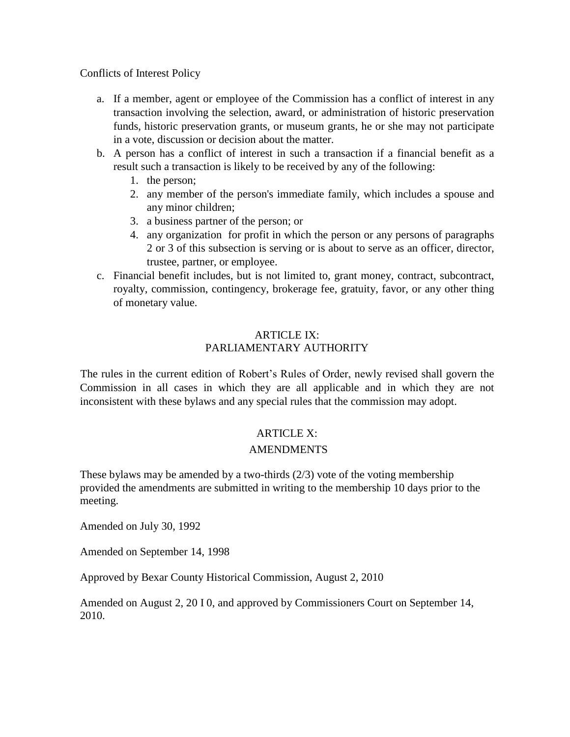Conflicts of Interest Policy

a. If a member, agent or employee of the Commission has a conflict of interest in any transaction involving the selection, award, or administration of historic preservation funds, historic preservation grants, or museum grants, he or she may not participate in a vote, discussion or decision about the matter.
b. A person has a conflict of interest in such a transaction if a financial benefit as a result such a transaction is likely to be received by any of the following:
    1. the person;
    2. any member of the person's immediate family, which includes a spouse and any minor children;
    3. a business partner of the person; or
    4. any organization for profit in which the person or any persons of paragraphs 2 or 3 of this subsection is serving or is about to serve as an officer, director, trustee, partner, or employee.
c. Financial benefit includes, but is not limited to, grant money, contract, subcontract, royalty, commission, contingency, brokerage fee, gratuity, favor, or any other thing of monetary value.

## ARTICLE IX: PARLIAMENTARY AUTHORITY

The rules in the current edition of Robert's Rules of Order, newly revised shall govern the Commission in all cases in which they are all applicable and in which they are not inconsistent with these bylaws and any special rules that the commission may adopt.

## ARTICLE X: AMENDMENTS

These bylaws may be amended by a two-thirds (2/3) vote of the voting membership provided the amendments are submitted in writing to the membership 10 days prior to the meeting.

Amended on July 30, 1992

Amended on September 14, 1998

Approved by Bexar County Historical Commission, August 2, 2010

Amended on August 2, 20 I 0, and approved by Commissioners Court on September 14, 2010.